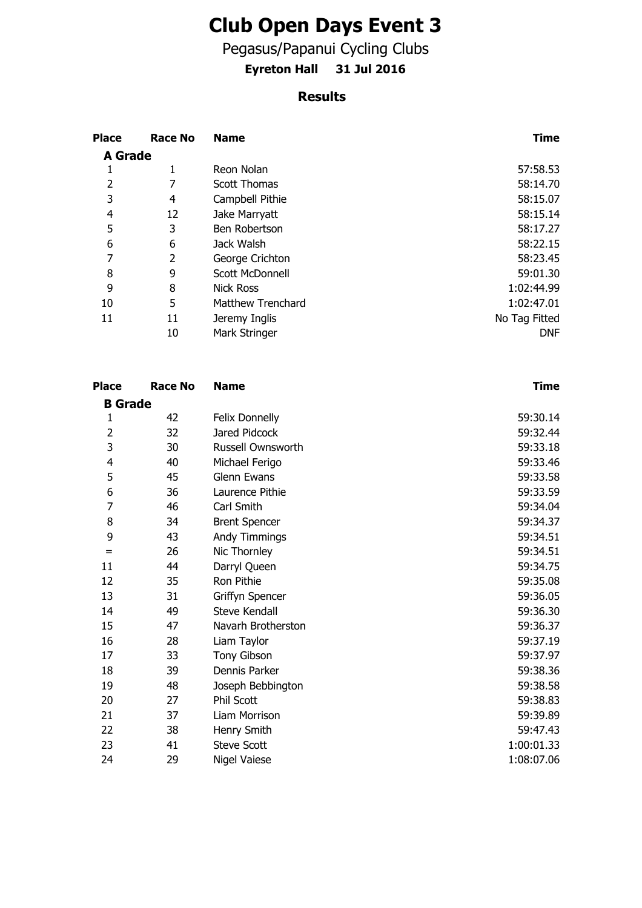# Club Open Days Event 3

Pegasus/Papanui Cycling Clubs

**Eyreton Hall 31 Jul 2016**

## Results

| Place | Race No | Name | Time |
|---|---|---|---|
| **A Grade** | | | |
| 1 | 1 | Reon Nolan | 57:58.53 |
| 2 | 7 | Scott Thomas | 58:14.70 |
| 3 | 4 | Campbell Pithie | 58:15.07 |
| 4 | 12 | Jake Marryatt | 58:15.14 |
| 5 | 3 | Ben Robertson | 58:17.27 |
| 6 | 6 | Jack Walsh | 58:22.15 |
| 7 | 2 | George Crichton | 58:23.45 |
| 8 | 9 | Scott McDonnell | 59:01.30 |
| 9 | 8 | Nick Ross | 1:02:44.99 |
| 10 | 5 | Matthew Trenchard | 1:02:47.01 |
| 11 | 11 | Jeremy Inglis | No Tag Fitted |
| | 10 | Mark Stringer | DNF |

| Place | Race No | Name | Time |
|---|---|---|---|
| **B Grade** | | | |
| 1 | 42 | Felix Donnelly | 59:30.14 |
| 2 | 32 | Jared Pidcock | 59:32.44 |
| 3 | 30 | Russell Ownsworth | 59:33.18 |
| 4 | 40 | Michael Ferigo | 59:33.46 |
| 5 | 45 | Glenn Ewans | 59:33.58 |
| 6 | 36 | Laurence Pithie | 59:33.59 |
| 7 | 46 | Carl Smith | 59:34.04 |
| 8 | 34 | Brent Spencer | 59:34.37 |
| 9 | 43 | Andy Timmings | 59:34.51 |
| = | 26 | Nic Thornley | 59:34.51 |
| 11 | 44 | Darryl Queen | 59:34.75 |
| 12 | 35 | Ron Pithie | 59:35.08 |
| 13 | 31 | Griffyn Spencer | 59:36.05 |
| 14 | 49 | Steve Kendall | 59:36.30 |
| 15 | 47 | Navarh Brotherston | 59:36.37 |
| 16 | 28 | Liam Taylor | 59:37.19 |
| 17 | 33 | Tony Gibson | 59:37.97 |
| 18 | 39 | Dennis Parker | 59:38.36 |
| 19 | 48 | Joseph Bebbington | 59:38.58 |
| 20 | 27 | Phil Scott | 59:38.83 |
| 21 | 37 | Liam Morrison | 59:39.89 |
| 22 | 38 | Henry Smith | 59:47.43 |
| 23 | 41 | Steve Scott | 1:00:01.33 |
| 24 | 29 | Nigel Vaiese | 1:08:07.06 |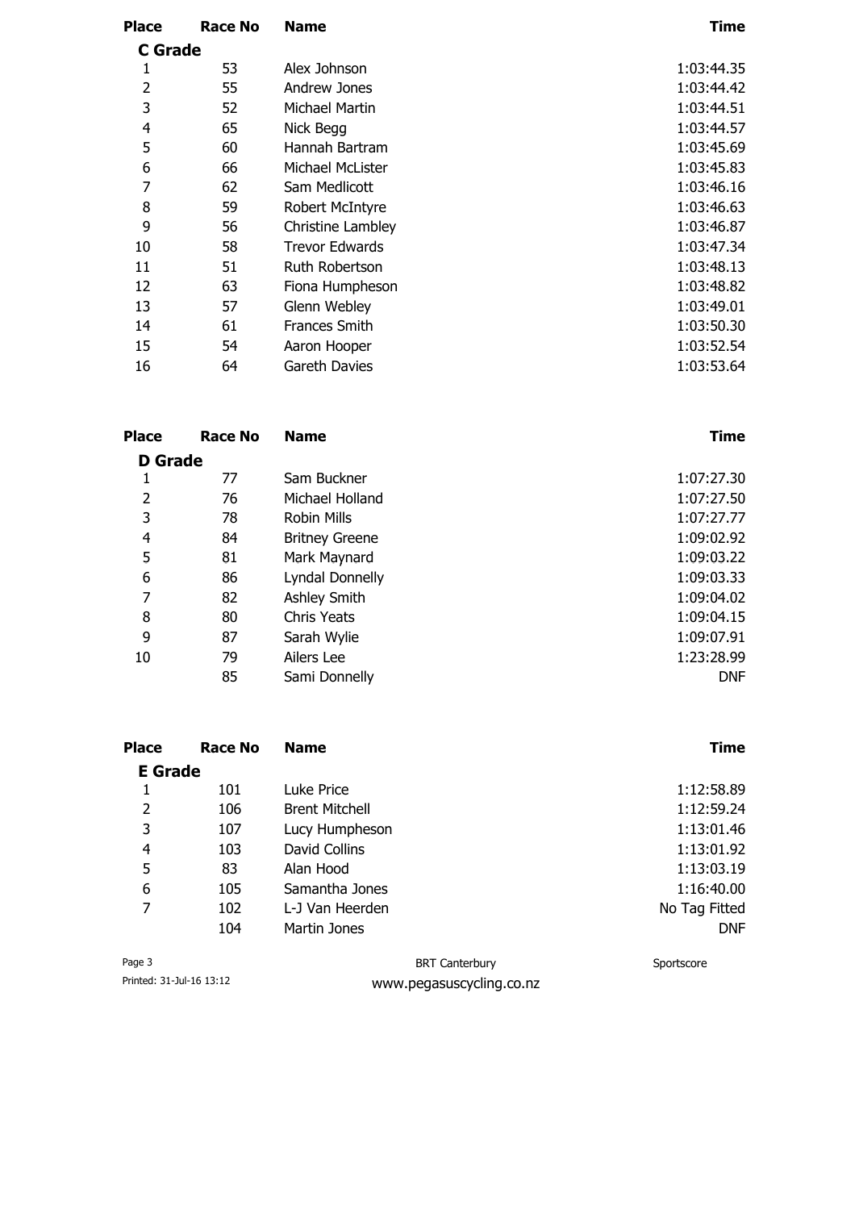| Place | Race No | Name | Time |
|---|---|---|---|
| **C Grade** | | | |
| 1 | 53 | Alex Johnson | 1:03:44.35 |
| 2 | 55 | Andrew Jones | 1:03:44.42 |
| 3 | 52 | Michael Martin | 1:03:44.51 |
| 4 | 65 | Nick Begg | 1:03:44.57 |
| 5 | 60 | Hannah Bartram | 1:03:45.69 |
| 6 | 66 | Michael McLister | 1:03:45.83 |
| 7 | 62 | Sam Medlicott | 1:03:46.16 |
| 8 | 59 | Robert McIntyre | 1:03:46.63 |
| 9 | 56 | Christine Lambley | 1:03:46.87 |
| 10 | 58 | Trevor Edwards | 1:03:47.34 |
| 11 | 51 | Ruth Robertson | 1:03:48.13 |
| 12 | 63 | Fiona Humpheson | 1:03:48.82 |
| 13 | 57 | Glenn Webley | 1:03:49.01 |
| 14 | 61 | Frances Smith | 1:03:50.30 |
| 15 | 54 | Aaron Hooper | 1:03:52.54 |
| 16 | 64 | Gareth Davies | 1:03:53.64 |

| Place | Race No | Name | Time |
|---|---|---|---|
| **D Grade** | | | |
| 1 | 77 | Sam Buckner | 1:07:27.30 |
| 2 | 76 | Michael Holland | 1:07:27.50 |
| 3 | 78 | Robin Mills | 1:07:27.77 |
| 4 | 84 | Britney Greene | 1:09:02.92 |
| 5 | 81 | Mark Maynard | 1:09:03.22 |
| 6 | 86 | Lyndal Donnelly | 1:09:03.33 |
| 7 | 82 | Ashley Smith | 1:09:04.02 |
| 8 | 80 | Chris Yeats | 1:09:04.15 |
| 9 | 87 | Sarah Wylie | 1:09:07.91 |
| 10 | 79 | Ailers Lee | 1:23:28.99 |
| | 85 | Sami Donnelly | DNF |

| Place | Race No | Name | Time |
|---|---|---|---|
| **E Grade** | | | |
| 1 | 101 | Luke Price | 1:12:58.89 |
| 2 | 106 | Brent Mitchell | 1:12:59.24 |
| 3 | 107 | Lucy Humpheson | 1:13:01.46 |
| 4 | 103 | David Collins | 1:13:01.92 |
| 5 | 83 | Alan Hood | 1:13:03.19 |
| 6 | 105 | Samantha Jones | 1:16:40.00 |
| 7 | 102 | L-J Van Heerden | No Tag Fitted |
| | 104 | Martin Jones | DNF |

Printed: 31-Jul-16 13:12

BRT Canterbury

www.pegasuscycling.co.nz

Sportscore